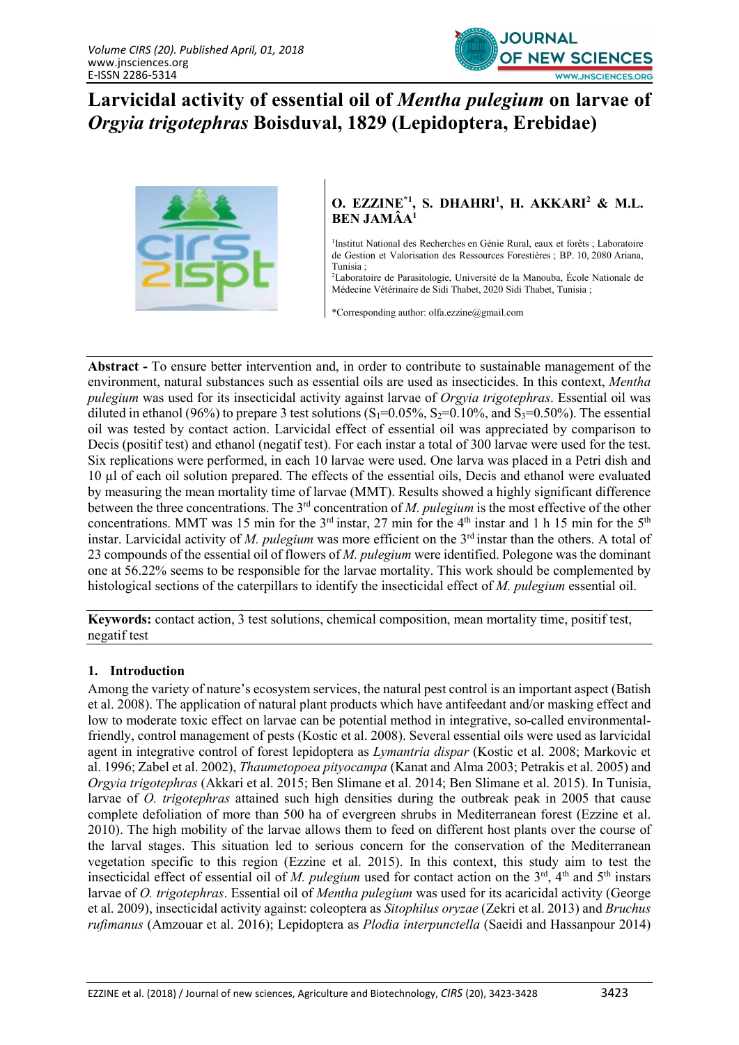# Larvicidal activity of essential oil of *Mentha pulegium* on larvae of *Orgyia trigotephras* Boisduval, 1829 (Lepidoptera, Erebidae)

**O. EZZINE[\*1], S. DHAHRI[1], H. AKKARI[2] & M.L. BEN JAMÂA[1]**

[1]Institut National des Recherches en Génie Rural, eaux et forêts ; Laboratoire de Gestion et Valorisation des Ressources Forestières ; BP. 10, 2080 Ariana, Tunisia ;
[2]Laboratoire de Parasitologie, Université de la Manouba, École Nationale de Médecine Vétérinaire de Sidi Thabet, 2020 Sidi Thabet, Tunisia ;

\*Corresponding author: olfa.ezzine@gmail.com

**Abstract -** To ensure better intervention and, in order to contribute to sustainable management of the environment, natural substances such as essential oils are used as insecticides. In this context, *Mentha pulegium* was used for its insecticidal activity against larvae of *Orgyia trigotephras*. Essential oil was diluted in ethanol (96%) to prepare 3 test solutions ($S_1$=0.05%, $S_2$=0.10%, and $S_3$=0.50%). The essential oil was tested by contact action. Larvicidal effect of essential oil was appreciated by comparison to Decis (positif test) and ethanol (negatif test). For each instar a total of 300 larvae were used for the test. Six replications were performed, in each 10 larvae were used. One larva was placed in a Petri dish and 10 µl of each oil solution prepared. The effects of the essential oils, Decis and ethanol were evaluated by measuring the mean mortality time of larvae (MMT). Results showed a highly significant difference between the three concentrations. The 3rd concentration of *M. pulegium* is the most effective of the other concentrations. MMT was 15 min for the 3rd instar, 27 min for the 4th instar and 1 h 15 min for the 5th instar. Larvicidal activity of *M. pulegium* was more efficient on the 3rd instar than the others. A total of 23 compounds of the essential oil of flowers of *M. pulegium* were identified. Polegone was the dominant one at 56.22% seems to be responsible for the larvae mortality. This work should be complemented by histological sections of the caterpillars to identify the insecticidal effect of *M. pulegium* essential oil.

**Keywords:** contact action, 3 test solutions, chemical composition, mean mortality time, positif test, negatif test

## 1. Introduction

Among the variety of nature's ecosystem services, the natural pest control is an important aspect (Batish et al. 2008). The application of natural plant products which have antifeedant and/or masking effect and low to moderate toxic effect on larvae can be potential method in integrative, so-called environmental-friendly, control management of pests (Kostic et al. 2008). Several essential oils were used as larvicidal agent in integrative control of forest lepidoptera as *Lymantria dispar* (Kostic et al. 2008; Markovic et al. 1996; Zabel et al. 2002), *Thaumetopoea pityocampa* (Kanat and Alma 2003; Petrakis et al. 2005) and *Orgyia trigotephras* (Akkari et al. 2015; Ben Slimane et al. 2014; Ben Slimane et al. 2015). In Tunisia, larvae of *O. trigotephras* attained such high densities during the outbreak peak in 2005 that cause complete defoliation of more than 500 ha of evergreen shrubs in Mediterranean forest (Ezzine et al. 2010). The high mobility of the larvae allows them to feed on different host plants over the course of the larval stages. This situation led to serious concern for the conservation of the Mediterranean vegetation specific to this region (Ezzine et al. 2015). In this context, this study aim to test the insecticidal effect of essential oil of *M. pulegium* used for contact action on the 3rd, 4th and 5th instars larvae of *O. trigotephras*. Essential oil of *Mentha pulegium* was used for its acaricidal activity (George et al. 2009), insecticidal activity against: coleoptera as *Sitophilus oryzae* (Zekri et al. 2013) and *Bruchus rufimanus* (Amzouar et al. 2016); Lepidoptera as *Plodia interpunctella* (Saeidi and Hassanpour 2014)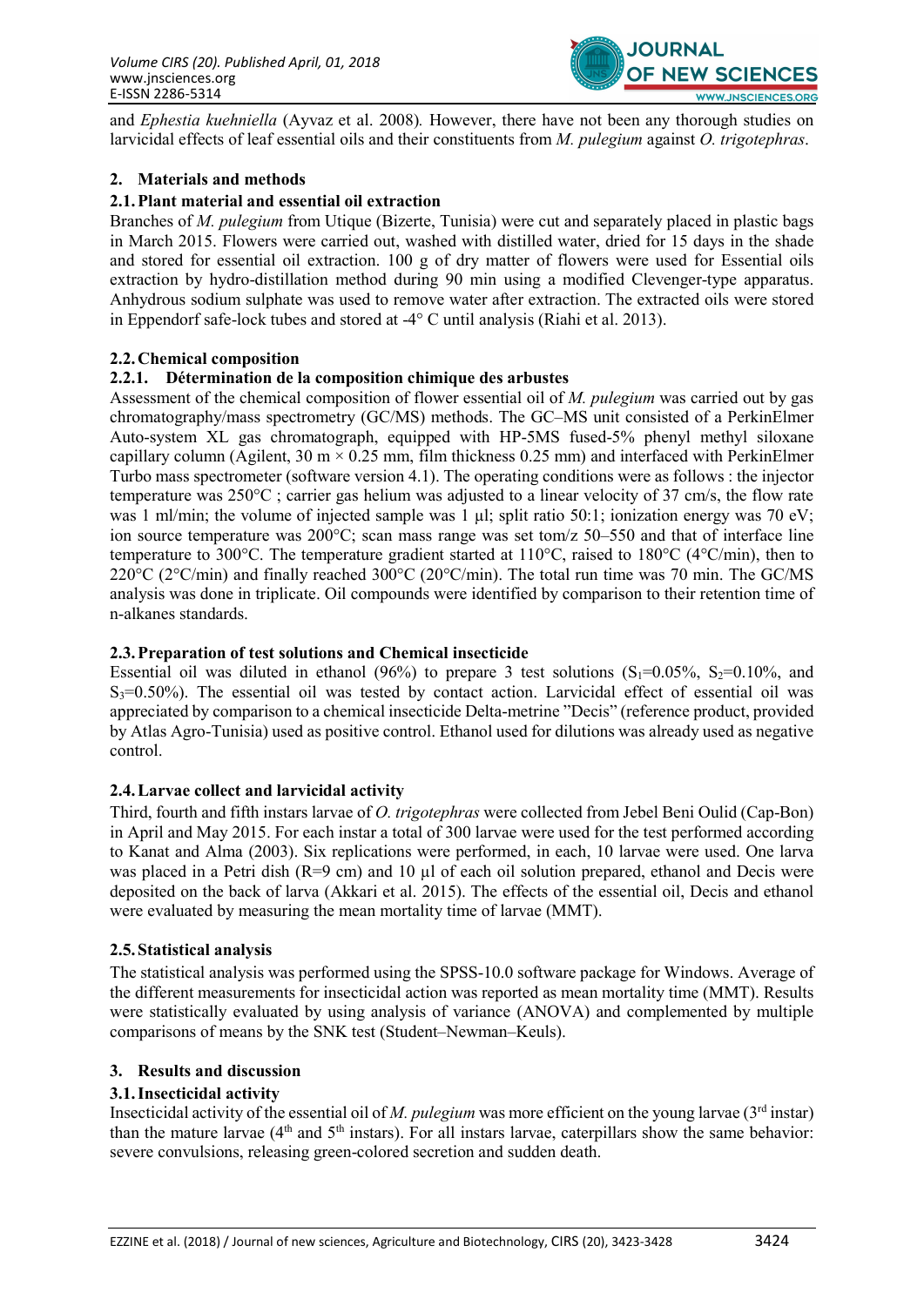and *Ephestia kuehniella* (Ayvaz et al. 2008). However, there have not been any thorough studies on larvicidal effects of leaf essential oils and their constituents from *M. pulegium* against *O. trigotephras*.

## 2. Materials and methods

### 2.1. Plant material and essential oil extraction

Branches of *M. pulegium* from Utique (Bizerte, Tunisia) were cut and separately placed in plastic bags in March 2015. Flowers were carried out, washed with distilled water, dried for 15 days in the shade and stored for essential oil extraction. 100 g of dry matter of flowers were used for Essential oils extraction by hydro-distillation method during 90 min using a modified Clevenger-type apparatus. Anhydrous sodium sulphate was used to remove water after extraction. The extracted oils were stored in Eppendorf safe-lock tubes and stored at -4° C until analysis (Riahi et al. 2013).

### 2.2. Chemical composition

#### 2.2.1. Détermination de la composition chimique des arbustes

Assessment of the chemical composition of flower essential oil of *M. pulegium* was carried out by gas chromatography/mass spectrometry (GC/MS) methods. The GC–MS unit consisted of a PerkinElmer Auto-system XL gas chromatograph, equipped with HP-5MS fused-5% phenyl methyl siloxane capillary column (Agilent, 30 m × 0.25 mm, film thickness 0.25 mm) and interfaced with PerkinElmer Turbo mass spectrometer (software version 4.1). The operating conditions were as follows : the injector temperature was 250°C ; carrier gas helium was adjusted to a linear velocity of 37 cm/s, the flow rate was 1 ml/min; the volume of injected sample was 1 µl; split ratio 50:1; ionization energy was 70 eV; ion source temperature was 200°C; scan mass range was set tom/z 50–550 and that of interface line temperature to 300°C. The temperature gradient started at 110°C, raised to 180°C (4°C/min), then to 220°C (2°C/min) and finally reached 300°C (20°C/min). The total run time was 70 min. The GC/MS analysis was done in triplicate. Oil compounds were identified by comparison to their retention time of n-alkanes standards.

### 2.3. Preparation of test solutions and Chemical insecticide

Essential oil was diluted in ethanol (96%) to prepare 3 test solutions ($S_1$=0.05%, $S_2$=0.10%, and $S_3$=0.50%). The essential oil was tested by contact action. Larvicidal effect of essential oil was appreciated by comparison to a chemical insecticide Delta-metrine "Decis" (reference product, provided by Atlas Agro-Tunisia) used as positive control. Ethanol used for dilutions was already used as negative control.

### 2.4. Larvae collect and larvicidal activity

Third, fourth and fifth instars larvae of *O. trigotephras* were collected from Jebel Beni Oulid (Cap-Bon) in April and May 2015. For each instar a total of 300 larvae were used for the test performed according to Kanat and Alma (2003). Six replications were performed, in each, 10 larvae were used. One larva was placed in a Petri dish (R=9 cm) and 10 µl of each oil solution prepared, ethanol and Decis were deposited on the back of larva (Akkari et al. 2015). The effects of the essential oil, Decis and ethanol were evaluated by measuring the mean mortality time of larvae (MMT).

### 2.5. Statistical analysis

The statistical analysis was performed using the SPSS-10.0 software package for Windows. Average of the different measurements for insecticidal action was reported as mean mortality time (MMT). Results were statistically evaluated by using analysis of variance (ANOVA) and complemented by multiple comparisons of means by the SNK test (Student–Newman–Keuls).

## 3. Results and discussion

### 3.1. Insecticidal activity

Insecticidal activity of the essential oil of *M. pulegium* was more efficient on the young larvae (3rd instar) than the mature larvae (4th and 5th instars). For all instars larvae, caterpillars show the same behavior: severe convulsions, releasing green-colored secretion and sudden death.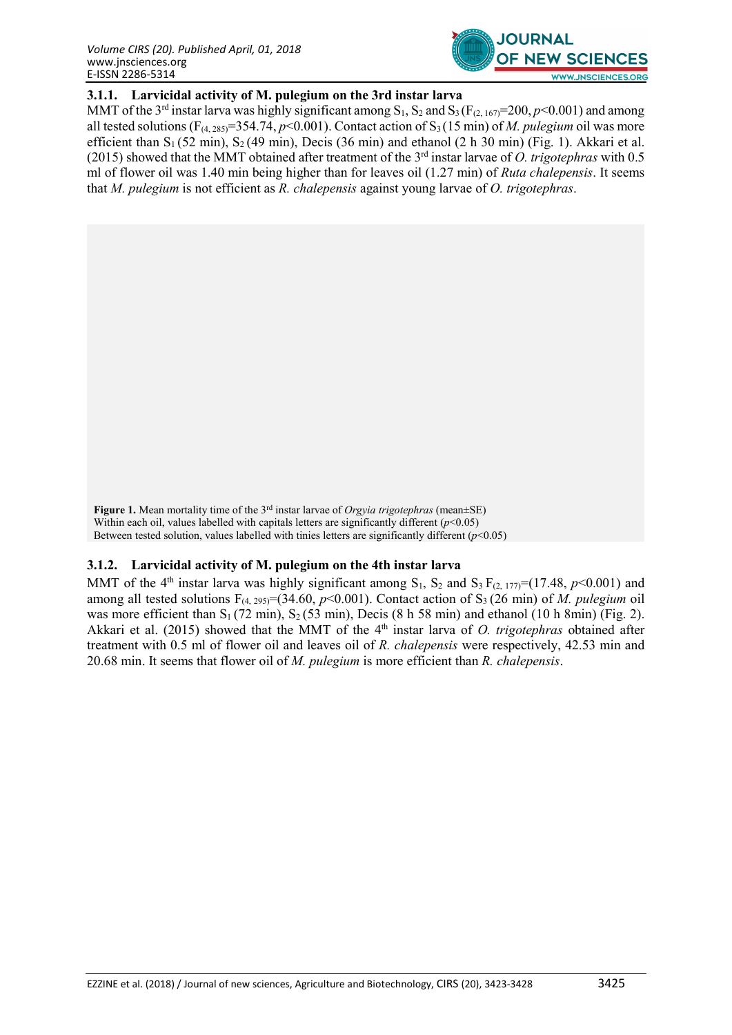### 3.1.1. Larvicidal activity of M. pulegium on the 3rd instar larva

MMT of the 3rd instar larva was highly significant among $S_1$, $S_2$ and $S_3$ ($F_{(2, 167)}$=200, $p$<0.001) and among all tested solutions ($F_{(4, 285)}$=354.74, $p$<0.001). Contact action of $S_3$ (15 min) of *M. pulegium* oil was more efficient than $S_1$ (52 min), $S_2$ (49 min), Decis (36 min) and ethanol (2 h 30 min) (Fig. 1). Akkari et al. (2015) showed that the MMT obtained after treatment of the 3rd instar larvae of *O. trigotephras* with 0.5 ml of flower oil was 1.40 min being higher than for leaves oil (1.27 min) of *Ruta chalepensis*. It seems that *M. pulegium* is not efficient as *R. chalepensis* against young larvae of *O. trigotephras*.

**Figure 1.** Mean mortality time of the 3rd instar larvae of *Orgyia trigotephras* (mean±SE)
Within each oil, values labelled with capitals letters are significantly different ($p$<0.05)
Between tested solution, values labelled with tinies letters are significantly different ($p$<0.05)

### 3.1.2. Larvicidal activity of M. pulegium on the 4th instar larva

MMT of the 4th instar larva was highly significant among $S_1$, $S_2$ and $S_3$ $F_{(2, 177)}$=(17.48, $p$<0.001) and among all tested solutions $F_{(4, 295)}$=(34.60, $p$<0.001). Contact action of $S_3$ (26 min) of *M. pulegium* oil was more efficient than $S_1$ (72 min), $S_2$ (53 min), Decis (8 h 58 min) and ethanol (10 h 8min) (Fig. 2). Akkari et al. (2015) showed that the MMT of the 4th instar larva of *O. trigotephras* obtained after treatment with 0.5 ml of flower oil and leaves oil of *R. chalepensis* were respectively, 42.53 min and 20.68 min. It seems that flower oil of *M. pulegium* is more efficient than *R. chalepensis*.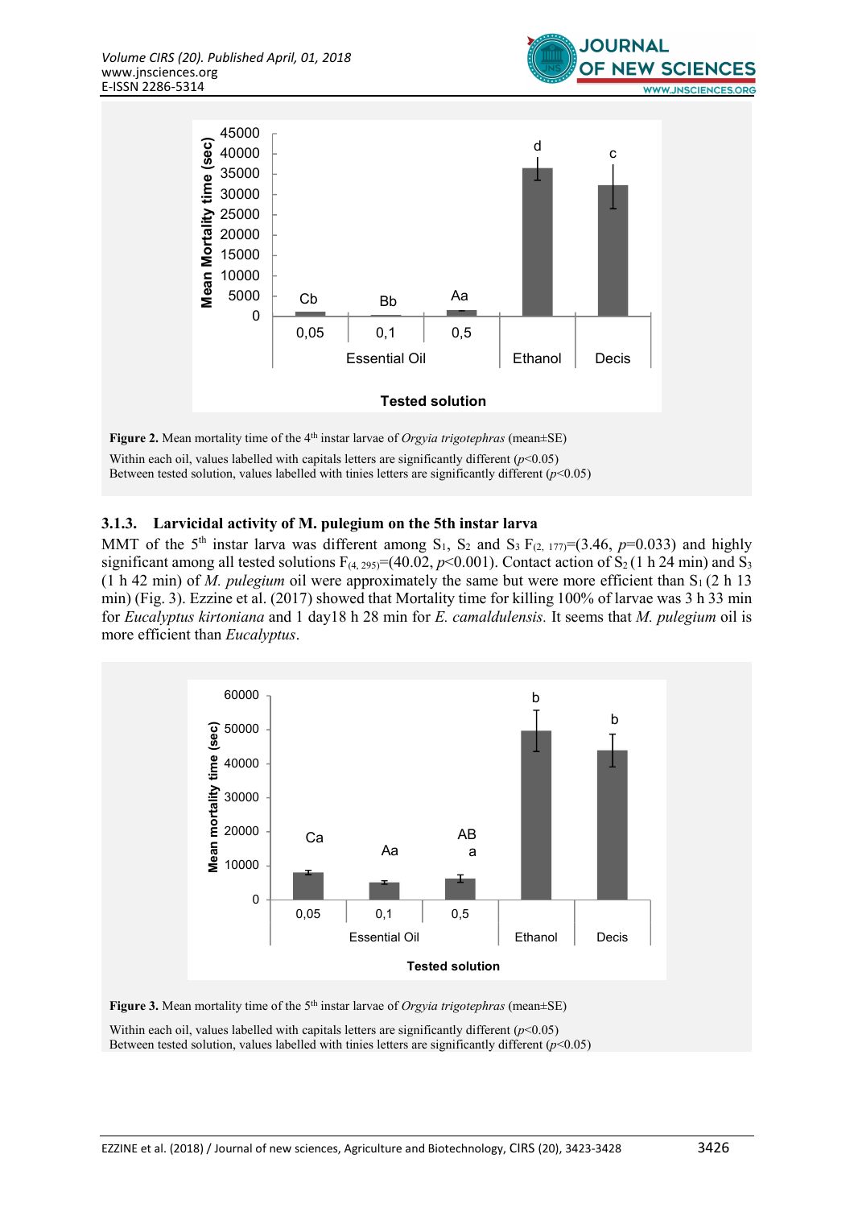Figure 2. Mean mortality time of the 4th instar larvae of *Orgyia trigotephras* (mean±SE)

Within each oil, values labelled with capitals letters are significantly different ($p$<0.05)
Between tested solution, values labelled with tinies letters are significantly different ($p$<0.05)

### 3.1.3. Larvicidal activity of M. pulegium on the 5th instar larva

MMT of the 5th instar larva was different among $S_1$, $S_2$ and $S_3$ $F_{(2, 177)}$=(3.46, $p$=0.033) and highly significant among all tested solutions $F_{(4, 295)}$=(40.02, $p$<0.001). Contact action of $S_2$ (1 h 24 min) and $S_3$ (1 h 42 min) of *M. pulegium* oil were approximately the same but were more efficient than $S_1$ (2 h 13 min) (Fig. 3). Ezzine et al. (2017) showed that Mortality time for killing 100% of larvae was 3 h 33 min for *Eucalyptus kirtoniana* and 1 day18 h 28 min for *E. camaldulensis*. It seems that *M. pulegium* oil is more efficient than *Eucalyptus*.

Figure 3. Mean mortality time of the 5th instar larvae of *Orgyia trigotephras* (mean±SE)

Within each oil, values labelled with capitals letters are significantly different ($p$<0.05)
Between tested solution, values labelled with tinies letters are significantly different ($p$<0.05)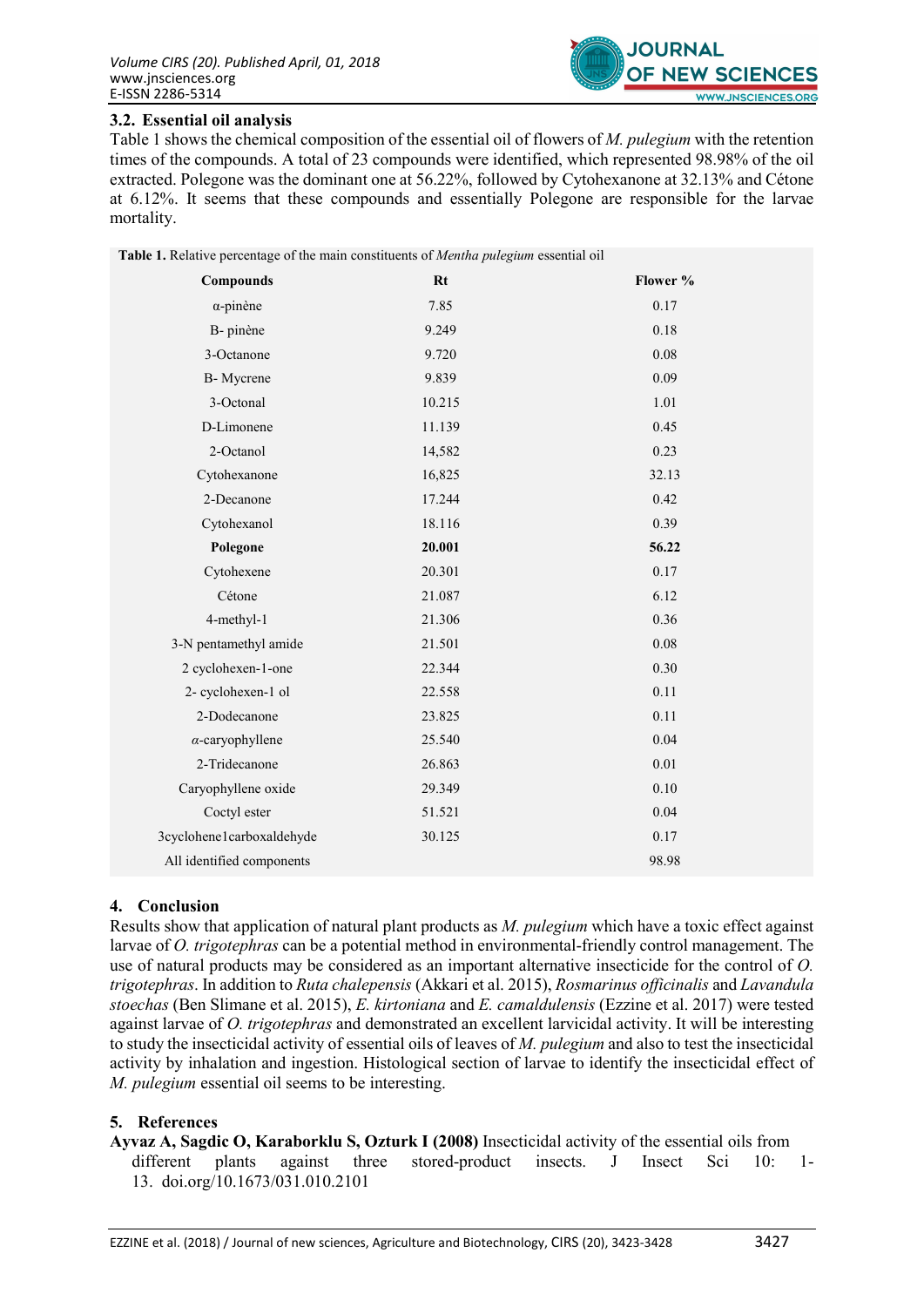### 3.2. Essential oil analysis

Table 1 shows the chemical composition of the essential oil of flowers of *M. pulegium* with the retention times of the compounds. A total of 23 compounds were identified, which represented 98.98% of the oil extracted. Polegone was the dominant one at 56.22%, followed by Cytohexanone at 32.13% and Cétone at 6.12%. It seems that these compounds and essentially Polegone are responsible for the larvae mortality.

**Table 1.** Relative percentage of the main constituents of *Mentha pulegium* essential oil

| Compounds | Rt | Flower % |
|---|---|---|
| α-pinène | 7.85 | 0.17 |
| Β- pinène | 9.249 | 0.18 |
| 3-Octanone | 9.720 | 0.08 |
| Β- Mycrene | 9.839 | 0.09 |
| 3-Octonal | 10.215 | 1.01 |
| D-Limonene | 11.139 | 0.45 |
| 2-Octanol | 14,582 | 0.23 |
| Cytohexanone | 16,825 | 32.13 |
| 2-Decanone | 17.244 | 0.42 |
| Cytohexanol | 18.116 | 0.39 |
| **Polegone** | **20.001** | **56.22** |
| Cytohexene | 20.301 | 0.17 |
| Cétone | 21.087 | 6.12 |
| 4-methyl-1 | 21.306 | 0.36 |
| 3-N pentamethyl amide | 21.501 | 0.08 |
| 2 cyclohexen-1-one | 22.344 | 0.30 |
| 2- cyclohexen-1 ol | 22.558 | 0.11 |
| 2-Dodecanone | 23.825 | 0.11 |
| *α*-caryophyllene | 25.540 | 0.04 |
| 2-Tridecanone | 26.863 | 0.01 |
| Caryophyllene oxide | 29.349 | 0.10 |
| Coctyl ester | 51.521 | 0.04 |
| 3cyclohene1carboxaldehyde | 30.125 | 0.17 |
| All identified components | | 98.98 |

## 4. Conclusion

Results show that application of natural plant products as *M. pulegium* which have a toxic effect against larvae of *O. trigotephras* can be a potential method in environmental-friendly control management. The use of natural products may be considered as an important alternative insecticide for the control of *O. trigotephras*. In addition to *Ruta chalepensis* (Akkari et al. 2015), *Rosmarinus officinalis* and *Lavandula stoechas* (Ben Slimane et al. 2015), *E. kirtoniana* and *E. camaldulensis* (Ezzine et al. 2017) were tested against larvae of *O. trigotephras* and demonstrated an excellent larvicidal activity. It will be interesting to study the insecticidal activity of essential oils of leaves of *M. pulegium* and also to test the insecticidal activity by inhalation and ingestion. Histological section of larvae to identify the insecticidal effect of *M. pulegium* essential oil seems to be interesting.

## 5. References

**Ayvaz A, Sagdic O, Karaborklu S, Ozturk I (2008)** Insecticidal activity of the essential oils from different plants against three stored-product insects. J Insect Sci 10: 1-13. doi.org/10.1673/031.010.2101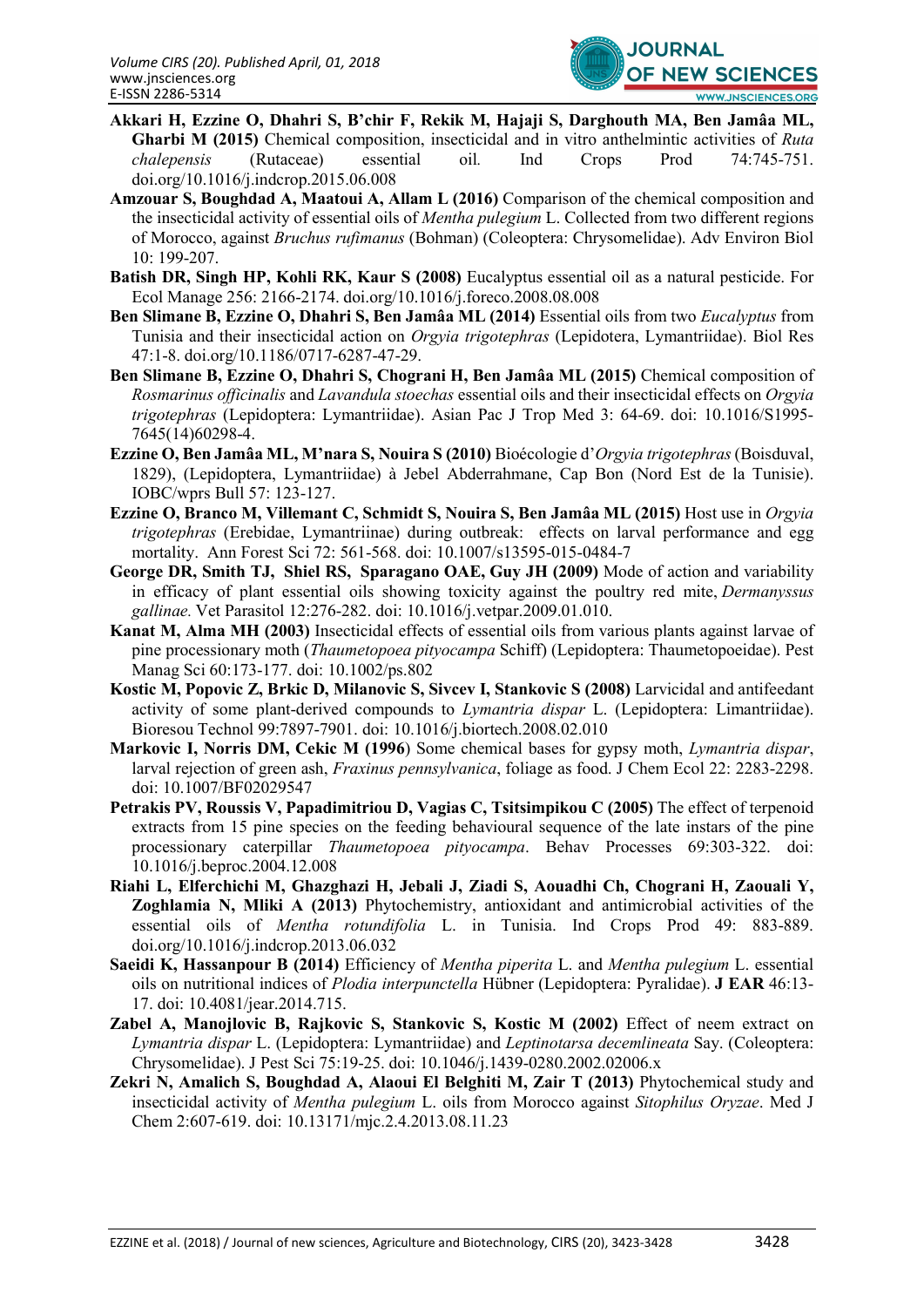**Akkari H, Ezzine O, Dhahri S, B'chir F, Rekik M, Hajaji S, Darghouth MA, Ben Jamâa ML, Gharbi M (2015)** Chemical composition, insecticidal and in vitro anthelmintic activities of *Ruta chalepensis* (Rutaceae) essential oil*.* Ind Crops Prod 74:745-751. doi.org/10.1016/j.indcrop.2015.06.008

**Amzouar S, Boughdad A, Maatoui A, Allam L (2016)** Comparison of the chemical composition and the insecticidal activity of essential oils of *Mentha pulegium* L. Collected from two different regions of Morocco, against *Bruchus rufimanus* (Bohman) (Coleoptera: Chrysomelidae). Adv Environ Biol 10: 199-207.

**Batish DR, Singh HP, Kohli RK, Kaur S (2008)** Eucalyptus essential oil as a natural pesticide. For Ecol Manage 256: 2166-2174. doi.org/10.1016/j.foreco.2008.08.008

**Ben Slimane B, Ezzine O, Dhahri S, Ben Jamâa ML (2014)** Essential oils from two *Eucalyptus* from Tunisia and their insecticidal action on *Orgyia trigotephras* (Lepidotera, Lymantriidae). Biol Res 47:1-8. doi.org/10.1186/0717-6287-47-29.

**Ben Slimane B, Ezzine O, Dhahri S, Chograni H, Ben Jamâa ML (2015)** Chemical composition of *Rosmarinus officinalis* and *Lavandula stoechas* essential oils and their insecticidal effects on *Orgyia trigotephras* (Lepidoptera: Lymantriidae). Asian Pac J Trop Med 3: 64-69. doi: 10.1016/S1995-7645(14)60298-4.

**Ezzine O, Ben Jamâa ML, M'nara S, Nouira S (2010)** Bioécologie d'*Orgyia trigotephras* (Boisduval, 1829), (Lepidoptera, Lymantriidae) à Jebel Abderrahmane, Cap Bon (Nord Est de la Tunisie). IOBC/wprs Bull 57: 123-127.

**Ezzine O, Branco M, Villemant C, Schmidt S, Nouira S, Ben Jamâa ML (2015)** Host use in *Orgyia trigotephras* (Erebidae, Lymantriinae) during outbreak: effects on larval performance and egg mortality. Ann Forest Sci 72: 561-568. doi: 10.1007/s13595-015-0484-7

**George DR, Smith TJ, Shiel RS, Sparagano OAE, Guy JH (2009)** Mode of action and variability in efficacy of plant essential oils showing toxicity against the poultry red mite, *Dermanyssus gallinae.* Vet Parasitol 12:276-282. doi: 10.1016/j.vetpar.2009.01.010.

**Kanat M, Alma MH (2003)** Insecticidal effects of essential oils from various plants against larvae of pine processionary moth (*Thaumetopoea pityocampa* Schiff) (Lepidoptera: Thaumetopoeidae). Pest Manag Sci 60:173-177. doi: 10.1002/ps.802

**Kostic M, Popovic Z, Brkic D, Milanovic S, Sivcev I, Stankovic S (2008)** Larvicidal and antifeedant activity of some plant-derived compounds to *Lymantria dispar* L. (Lepidoptera: Limantriidae). Bioresou Technol 99:7897-7901. doi: 10.1016/j.biortech.2008.02.010

**Markovic I, Norris DM, Cekic M (1996**) Some chemical bases for gypsy moth, *Lymantria dispar*, larval rejection of green ash, *Fraxinus pennsylvanica*, foliage as food. J Chem Ecol 22: 2283-2298. doi: 10.1007/BF02029547

**Petrakis PV, Roussis V, Papadimitriou D, Vagias C, Tsitsimpikou C (2005)** The effect of terpenoid extracts from 15 pine species on the feeding behavioural sequence of the late instars of the pine processionary caterpillar *Thaumetopoea pityocampa*. Behav Processes 69:303-322. doi: 10.1016/j.beproc.2004.12.008

**Riahi L, Elferchichi M, Ghazghazi H, Jebali J, Ziadi S, Aouadhi Ch, Chograni H, Zaouali Y, Zoghlamia N, Mliki A (2013)** Phytochemistry, antioxidant and antimicrobial activities of the essential oils of *Mentha rotundifolia* L. in Tunisia. Ind Crops Prod 49: 883-889. doi.org/10.1016/j.indcrop.2013.06.032

**Saeidi K, Hassanpour B (2014)** Efficiency of *Mentha piperita* L. and *Mentha pulegium* L. essential oils on nutritional indices of *Plodia interpunctella* Hübner (Lepidoptera: Pyralidae). **J EAR** 46:13-17. doi: 10.4081/jear.2014.715.

**Zabel A, Manojlovic B, Rajkovic S, Stankovic S, Kostic M (2002)** Effect of neem extract on *Lymantria dispar* L. (Lepidoptera: Lymantriidae) and *Leptinotarsa decemlineata* Say. (Coleoptera: Chrysomelidae). J Pest Sci 75:19-25. doi: 10.1046/j.1439-0280.2002.02006.x

**Zekri N, Amalich S, Boughdad A, Alaoui El Belghiti M, Zair T (2013)** Phytochemical study and insecticidal activity of *Mentha pulegium* L. oils from Morocco against *Sitophilus Oryzae*. Med J Chem 2:607-619. doi: 10.13171/mjc.2.4.2013.08.11.23